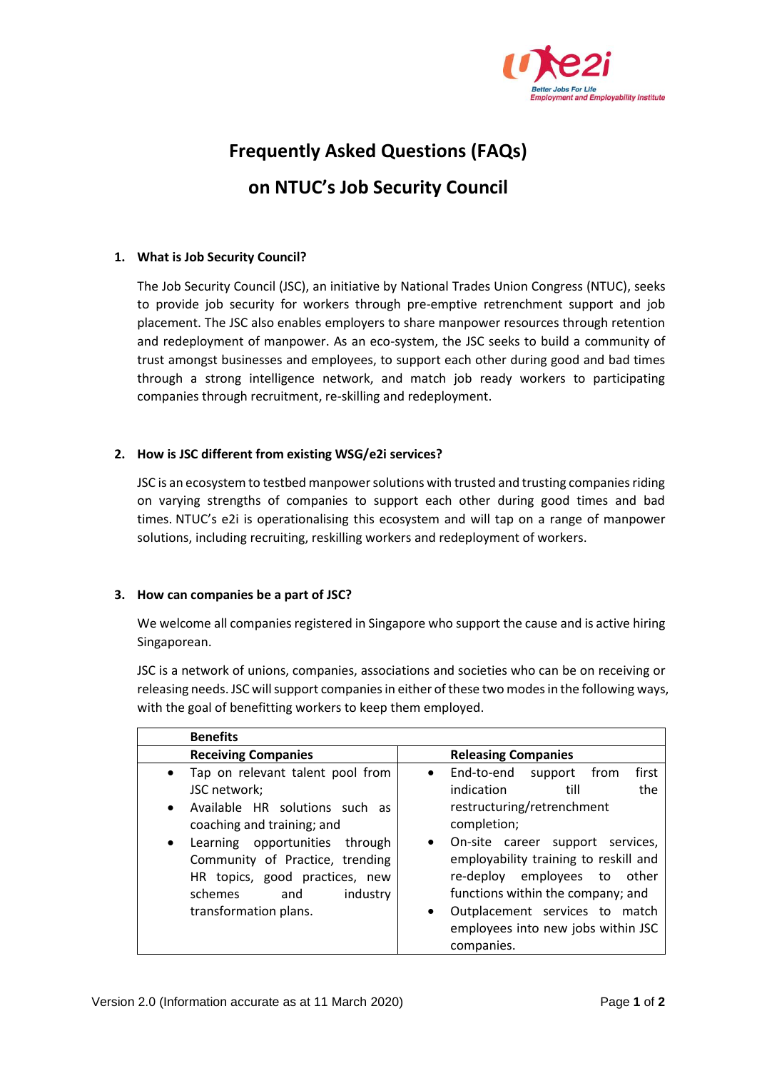# Frequently Asked Questions (FAQs) on NTUC's Job Security Council

**1. What is Job Security Council?**

The Job Security Council (JSC), an initiative by National Trades Union Congress (NTUC), seeks to provide job security for workers through pre-emptive retrenchment support and job placement. The JSC also enables employers to share manpower resources through retention and redeployment of manpower. As an eco-system, the JSC seeks to build a community of trust amongst businesses and employees, to support each other during good and bad times through a strong intelligence network, and match job ready workers to participating companies through recruitment, re-skilling and redeployment.

**2. How is JSC different from existing WSG/e2i services?**

JSC is an ecosystem to testbed manpower solutions with trusted and trusting companies riding on varying strengths of companies to support each other during good times and bad times. NTUC's e2i is operationalising this ecosystem and will tap on a range of manpower solutions, including recruiting, reskilling workers and redeployment of workers.

**3. How can companies be a part of JSC?**

We welcome all companies registered in Singapore who support the cause and is active hiring Singaporean.

JSC is a network of unions, companies, associations and societies who can be on receiving or releasing needs. JSC will support companies in either of these two modes in the following ways, with the goal of benefitting workers to keep them employed.

| **Benefits** | |
|---|---|
| **Receiving Companies** | **Releasing Companies** |
| • Tap on relevant talent pool from JSC network;<br>• Available HR solutions such as coaching and training; and<br>• Learning opportunities through Community of Practice, trending HR topics, good practices, new schemes and industry transformation plans. | • End-to-end support from first indication till the restructuring/retrenchment completion;<br>• On-site career support services, employability training to reskill and re-deploy employees to other functions within the company; and<br>• Outplacement services to match employees into new jobs within JSC companies. |

Version 2.0 (Information accurate as at 11 March 2020)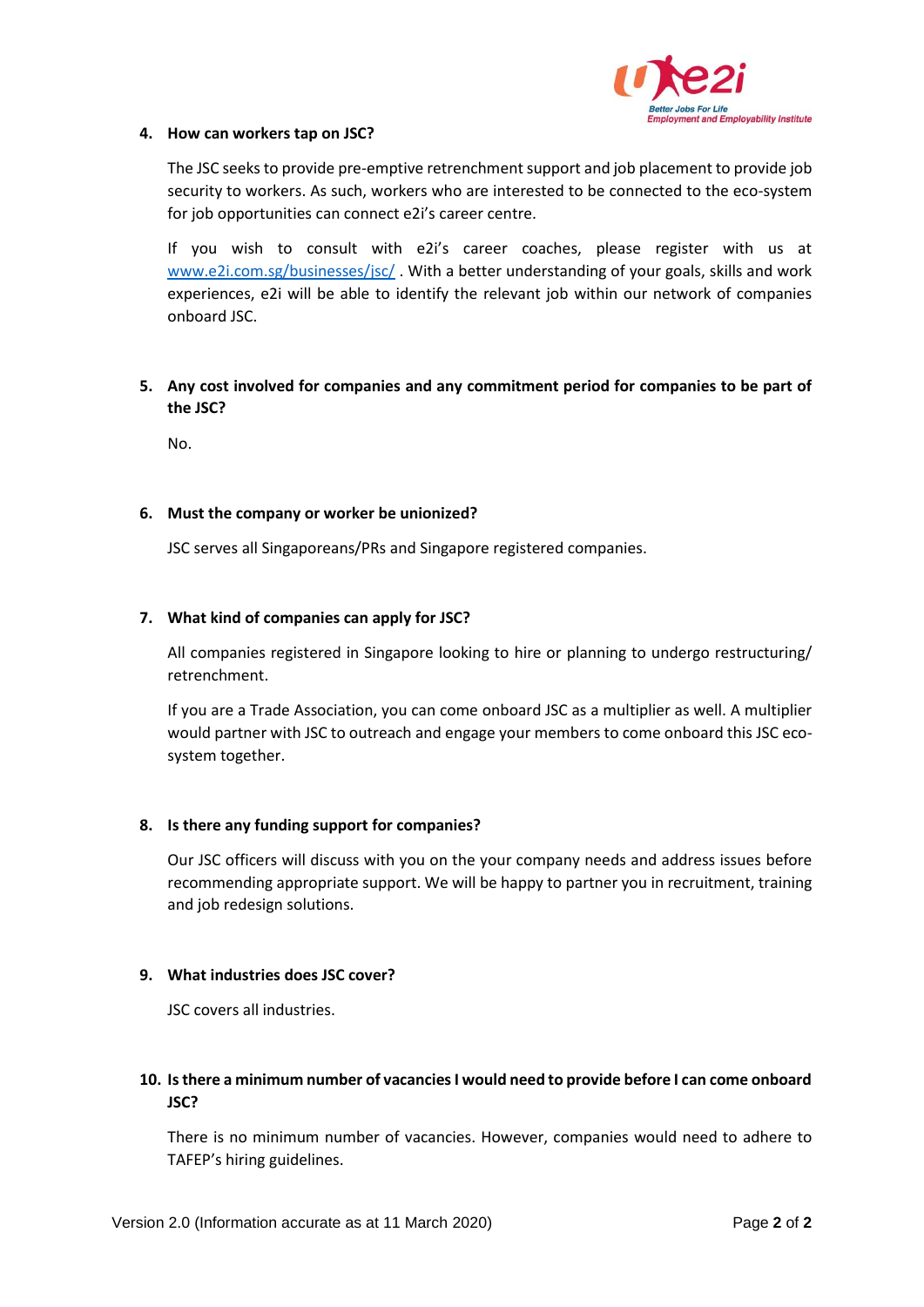4. **How can workers tap on JSC?**

   The JSC seeks to provide pre-emptive retrenchment support and job placement to provide job security to workers. As such, workers who are interested to be connected to the eco-system for job opportunities can connect e2i's career centre.

   If you wish to consult with e2i's career coaches, please register with us at www.e2i.com.sg/businesses/jsc/ . With a better understanding of your goals, skills and work experiences, e2i will be able to identify the relevant job within our network of companies onboard JSC.

5. **Any cost involved for companies and any commitment period for companies to be part of the JSC?**

   No.

6. **Must the company or worker be unionized?**

   JSC serves all Singaporeans/PRs and Singapore registered companies.

7. **What kind of companies can apply for JSC?**

   All companies registered in Singapore looking to hire or planning to undergo restructuring/ retrenchment.

   If you are a Trade Association, you can come onboard JSC as a multiplier as well. A multiplier would partner with JSC to outreach and engage your members to come onboard this JSC eco-system together.

8. **Is there any funding support for companies?**

   Our JSC officers will discuss with you on the your company needs and address issues before recommending appropriate support. We will be happy to partner you in recruitment, training and job redesign solutions.

9. **What industries does JSC cover?**

   JSC covers all industries.

10. **Is there a minimum number of vacancies I would need to provide before I can come onboard JSC?**

    There is no minimum number of vacancies. However, companies would need to adhere to TAFEP's hiring guidelines.

Version 2.0 (Information accurate as at 11 March 2020)